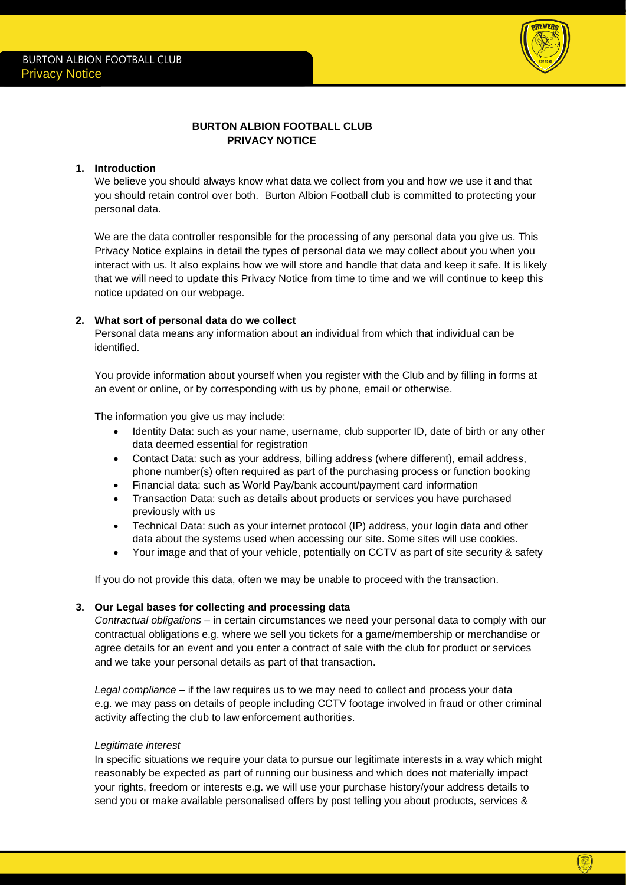# BURTON ALBION FOOTBALL CLUB PRIVACY NOTICE

## 1. Introduction

We believe you should always know what data we collect from you and how we use it and that you should retain control over both. Burton Albion Football club is committed to protecting your personal data.

We are the data controller responsible for the processing of any personal data you give us. This Privacy Notice explains in detail the types of personal data we may collect about you when you interact with us. It also explains how we will store and handle that data and keep it safe. It is likely that we will need to update this Privacy Notice from time to time and we will continue to keep this notice updated on our webpage.

## 2. What sort of personal data do we collect

Personal data means any information about an individual from which that individual can be identified.

You provide information about yourself when you register with the Club and by filling in forms at an event or online, or by corresponding with us by phone, email or otherwise.

The information you give us may include:

- Identity Data: such as your name, username, club supporter ID, date of birth or any other data deemed essential for registration
- Contact Data: such as your address, billing address (where different), email address, phone number(s) often required as part of the purchasing process or function booking
- Financial data: such as World Pay/bank account/payment card information
- Transaction Data: such as details about products or services you have purchased previously with us
- Technical Data: such as your internet protocol (IP) address, your login data and other data about the systems used when accessing our site. Some sites will use cookies.
- Your image and that of your vehicle, potentially on CCTV as part of site security & safety

If you do not provide this data, often we may be unable to proceed with the transaction.

## 3. Our Legal bases for collecting and processing data

*Contractual obligations* – in certain circumstances we need your personal data to comply with our contractual obligations e.g. where we sell you tickets for a game/membership or merchandise or agree details for an event and you enter a contract of sale with the club for product or services and we take your personal details as part of that transaction.

*Legal compliance* – if the law requires us to we may need to collect and process your data e.g. we may pass on details of people including CCTV footage involved in fraud or other criminal activity affecting the club to law enforcement authorities.

*Legitimate interest*

In specific situations we require your data to pursue our legitimate interests in a way which might reasonably be expected as part of running our business and which does not materially impact your rights, freedom or interests e.g. we will use your purchase history/your address details to send you or make available personalised offers by post telling you about products, services &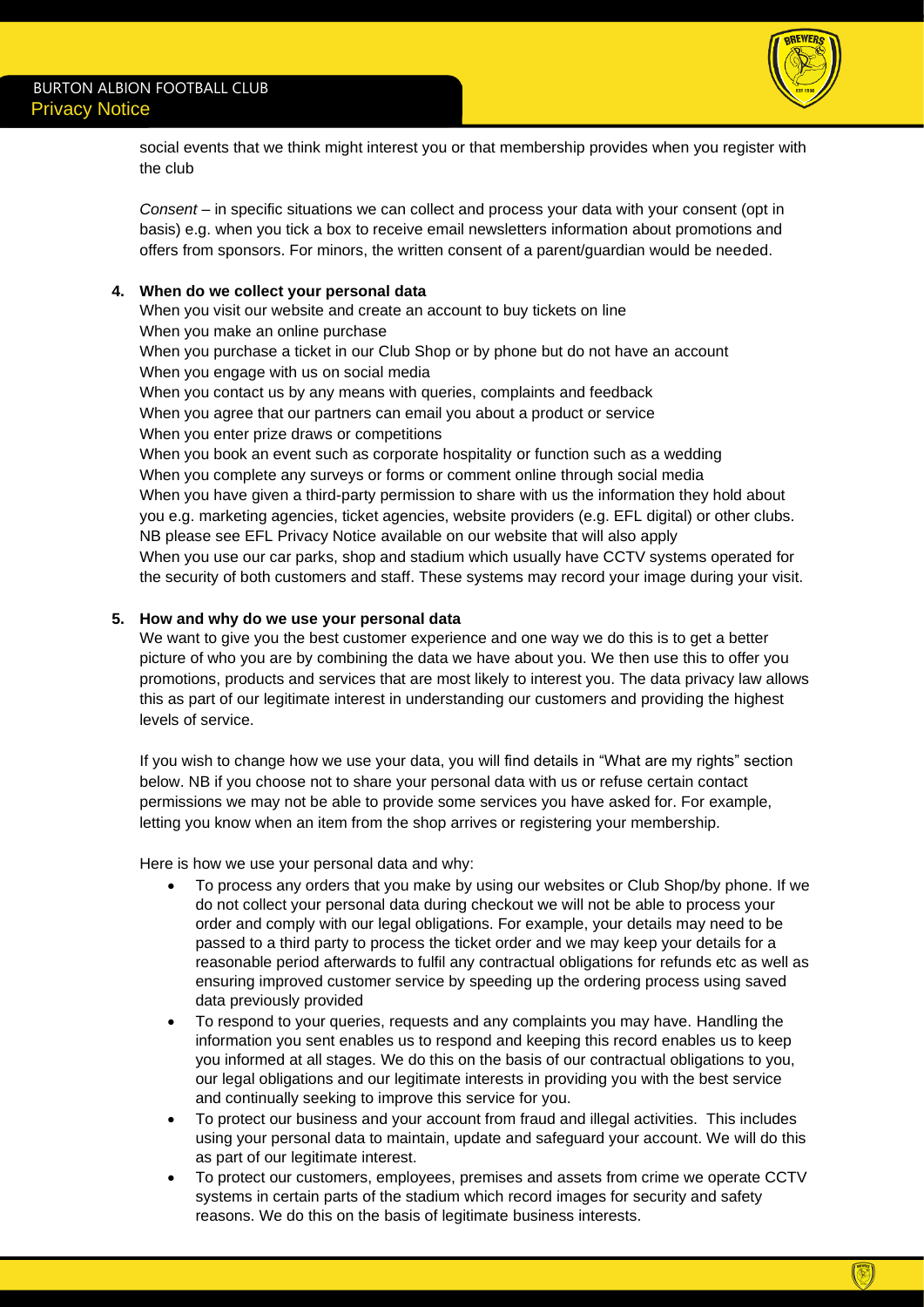social events that we think might interest you or that membership provides when you register with the club

*Consent* – in specific situations we can collect and process your data with your consent (opt in basis) e.g. when you tick a box to receive email newsletters information about promotions and offers from sponsors. For minors, the written consent of a parent/guardian would be needed.

**4. When do we collect your personal data**

When you visit our website and create an account to buy tickets on line
When you make an online purchase
When you purchase a ticket in our Club Shop or by phone but do not have an account
When you engage with us on social media
When you contact us by any means with queries, complaints and feedback
When you agree that our partners can email you about a product or service
When you enter prize draws or competitions
When you book an event such as corporate hospitality or function such as a wedding
When you complete any surveys or forms or comment online through social media
When you have given a third-party permission to share with us the information they hold about you e.g. marketing agencies, ticket agencies, website providers (e.g. EFL digital) or other clubs. NB please see EFL Privacy Notice available on our website that will also apply
When you use our car parks, shop and stadium which usually have CCTV systems operated for the security of both customers and staff. These systems may record your image during your visit.

**5. How and why do we use your personal data**

We want to give you the best customer experience and one way we do this is to get a better picture of who you are by combining the data we have about you. We then use this to offer you promotions, products and services that are most likely to interest you. The data privacy law allows this as part of our legitimate interest in understanding our customers and providing the highest levels of service.

If you wish to change how we use your data, you will find details in "What are my rights" section below. NB if you choose not to share your personal data with us or refuse certain contact permissions we may not be able to provide some services you have asked for. For example, letting you know when an item from the shop arrives or registering your membership.

Here is how we use your personal data and why:

- To process any orders that you make by using our websites or Club Shop/by phone. If we do not collect your personal data during checkout we will not be able to process your order and comply with our legal obligations. For example, your details may need to be passed to a third party to process the ticket order and we may keep your details for a reasonable period afterwards to fulfil any contractual obligations for refunds etc as well as ensuring improved customer service by speeding up the ordering process using saved data previously provided
- To respond to your queries, requests and any complaints you may have. Handling the information you sent enables us to respond and keeping this record enables us to keep you informed at all stages. We do this on the basis of our contractual obligations to you, our legal obligations and our legitimate interests in providing you with the best service and continually seeking to improve this service for you.
- To protect our business and your account from fraud and illegal activities. This includes using your personal data to maintain, update and safeguard your account. We will do this as part of our legitimate interest.
- To protect our customers, employees, premises and assets from crime we operate CCTV systems in certain parts of the stadium which record images for security and safety reasons. We do this on the basis of legitimate business interests.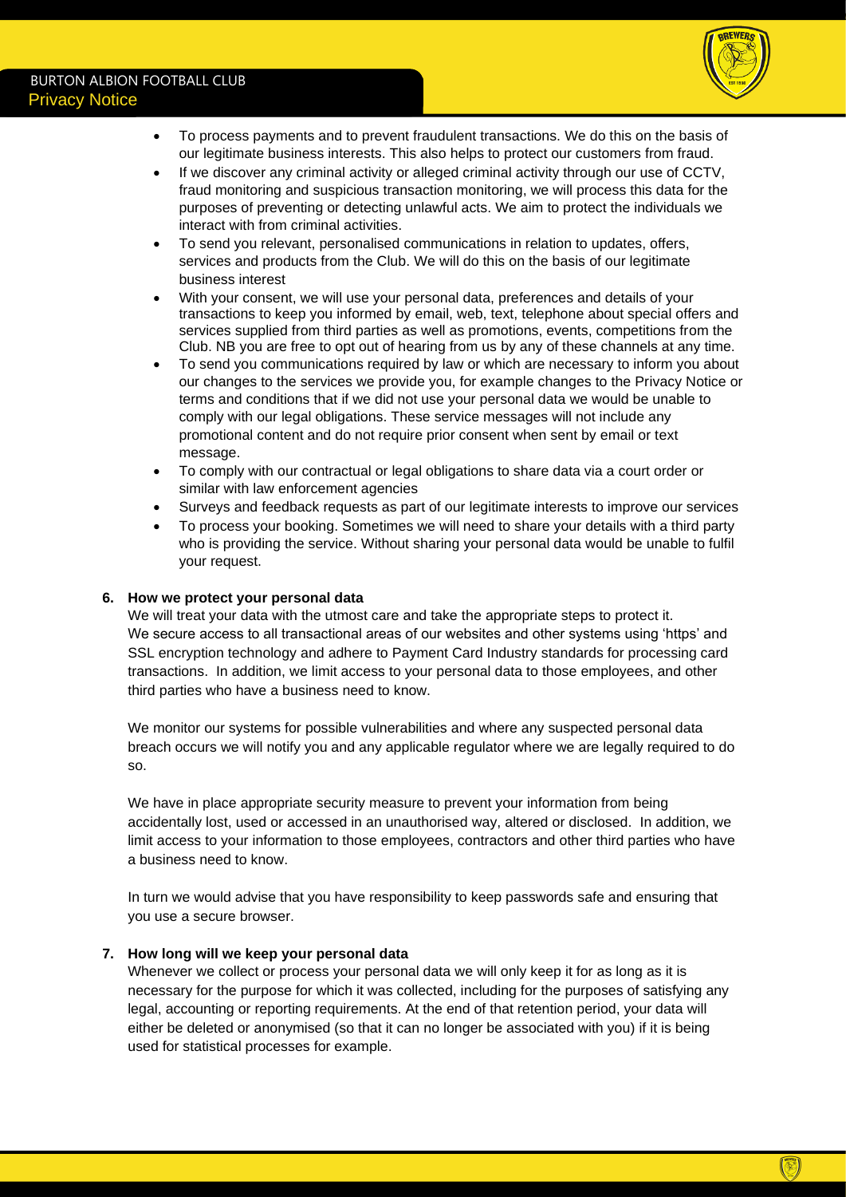- To process payments and to prevent fraudulent transactions. We do this on the basis of our legitimate business interests. This also helps to protect our customers from fraud.
- If we discover any criminal activity or alleged criminal activity through our use of CCTV, fraud monitoring and suspicious transaction monitoring, we will process this data for the purposes of preventing or detecting unlawful acts. We aim to protect the individuals we interact with from criminal activities.
- To send you relevant, personalised communications in relation to updates, offers, services and products from the Club. We will do this on the basis of our legitimate business interest
- With your consent, we will use your personal data, preferences and details of your transactions to keep you informed by email, web, text, telephone about special offers and services supplied from third parties as well as promotions, events, competitions from the Club. NB you are free to opt out of hearing from us by any of these channels at any time.
- To send you communications required by law or which are necessary to inform you about our changes to the services we provide you, for example changes to the Privacy Notice or terms and conditions that if we did not use your personal data we would be unable to comply with our legal obligations. These service messages will not include any promotional content and do not require prior consent when sent by email or text message.
- To comply with our contractual or legal obligations to share data via a court order or similar with law enforcement agencies
- Surveys and feedback requests as part of our legitimate interests to improve our services
- To process your booking. Sometimes we will need to share your details with a third party who is providing the service. Without sharing your personal data would be unable to fulfil your request.

**6. How we protect your personal data**

We will treat your data with the utmost care and take the appropriate steps to protect it. We secure access to all transactional areas of our websites and other systems using 'https' and SSL encryption technology and adhere to Payment Card Industry standards for processing card transactions. In addition, we limit access to your personal data to those employees, and other third parties who have a business need to know.

We monitor our systems for possible vulnerabilities and where any suspected personal data breach occurs we will notify you and any applicable regulator where we are legally required to do so.

We have in place appropriate security measure to prevent your information from being accidentally lost, used or accessed in an unauthorised way, altered or disclosed. In addition, we limit access to your information to those employees, contractors and other third parties who have a business need to know.

In turn we would advise that you have responsibility to keep passwords safe and ensuring that you use a secure browser.

**7. How long will we keep your personal data**

Whenever we collect or process your personal data we will only keep it for as long as it is necessary for the purpose for which it was collected, including for the purposes of satisfying any legal, accounting or reporting requirements. At the end of that retention period, your data will either be deleted or anonymised (so that it can no longer be associated with you) if it is being used for statistical processes for example.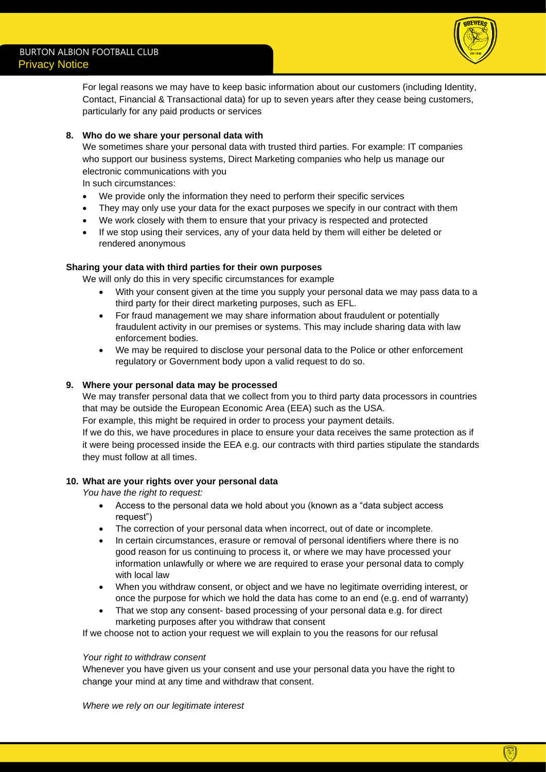For legal reasons we may have to keep basic information about our customers (including Identity, Contact, Financial & Transactional data) for up to seven years after they cease being customers, particularly for any paid products or services

**8. Who do we share your personal data with**

We sometimes share your personal data with trusted third parties. For example: IT companies who support our business systems, Direct Marketing companies who help us manage our electronic communications with you

In such circumstances:

- We provide only the information they need to perform their specific services
- They may only use your data for the exact purposes we specify in our contract with them
- We work closely with them to ensure that your privacy is respected and protected
- If we stop using their services, any of your data held by them will either be deleted or rendered anonymous

**Sharing your data with third parties for their own purposes**

We will only do this in very specific circumstances for example

- With your consent given at the time you supply your personal data we may pass data to a third party for their direct marketing purposes, such as EFL.
- For fraud management we may share information about fraudulent or potentially fraudulent activity in our premises or systems. This may include sharing data with law enforcement bodies.
- We may be required to disclose your personal data to the Police or other enforcement regulatory or Government body upon a valid request to do so.

**9. Where your personal data may be processed**

We may transfer personal data that we collect from you to third party data processors in countries that may be outside the European Economic Area (EEA) such as the USA.

For example, this might be required in order to process your payment details.

If we do this, we have procedures in place to ensure your data receives the same protection as if it were being processed inside the EEA e.g. our contracts with third parties stipulate the standards they must follow at all times.

**10. What are your rights over your personal data**

*You have the right to request:*

- Access to the personal data we hold about you (known as a "data subject access request")
- The correction of your personal data when incorrect, out of date or incomplete.
- In certain circumstances, erasure or removal of personal identifiers where there is no good reason for us continuing to process it, or where we may have processed your information unlawfully or where we are required to erase your personal data to comply with local law
- When you withdraw consent, or object and we have no legitimate overriding interest, or once the purpose for which we hold the data has come to an end (e.g. end of warranty)
- That we stop any consent- based processing of your personal data e.g. for direct marketing purposes after you withdraw that consent

If we choose not to action your request we will explain to you the reasons for our refusal

*Your right to withdraw consent*

Whenever you have given us your consent and use your personal data you have the right to change your mind at any time and withdraw that consent.

*Where we rely on our legitimate interest*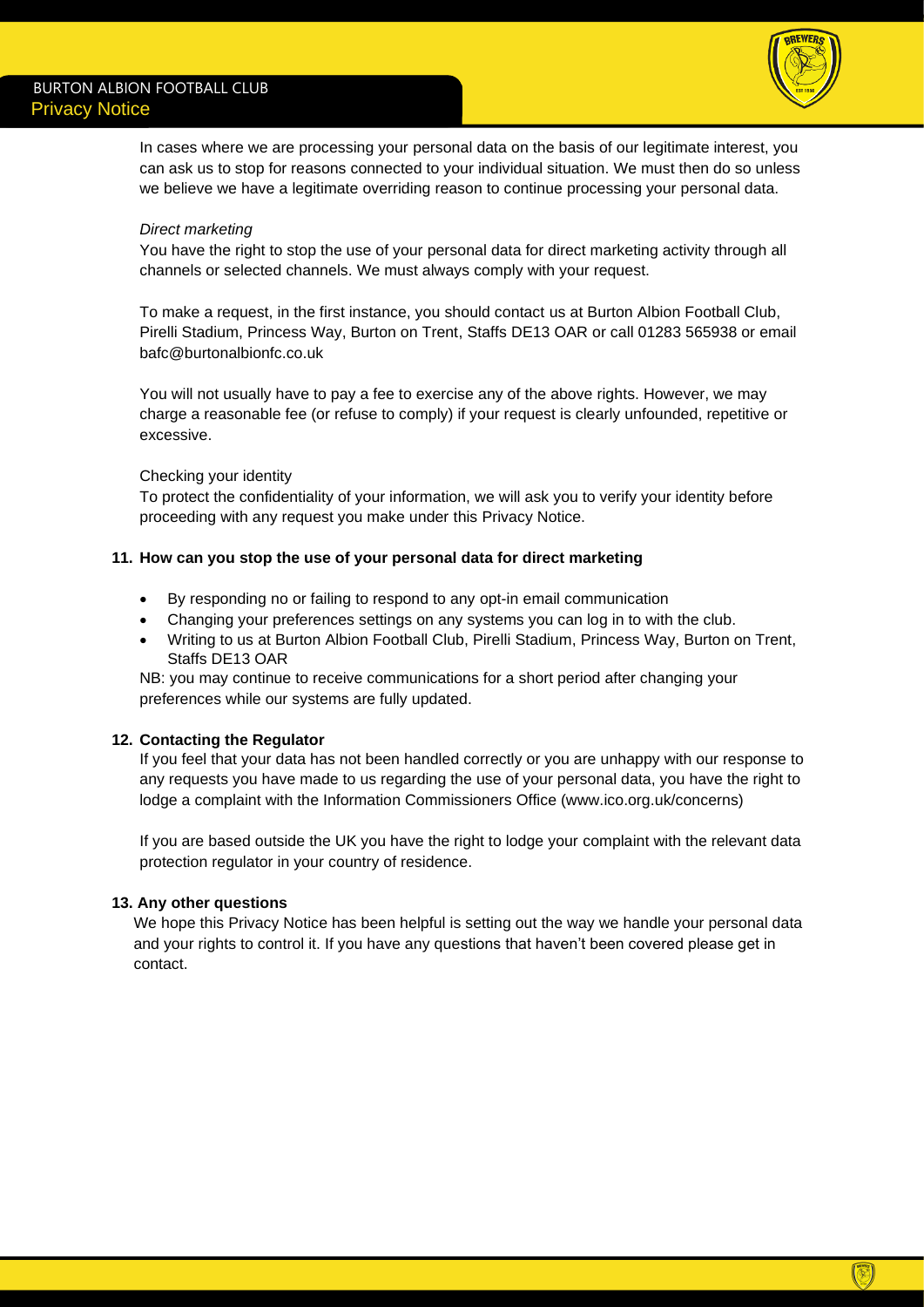In cases where we are processing your personal data on the basis of our legitimate interest, you can ask us to stop for reasons connected to your individual situation. We must then do so unless we believe we have a legitimate overriding reason to continue processing your personal data.

*Direct marketing*

You have the right to stop the use of your personal data for direct marketing activity through all channels or selected channels. We must always comply with your request.

To make a request, in the first instance, you should contact us at Burton Albion Football Club, Pirelli Stadium, Princess Way, Burton on Trent, Staffs DE13 OAR or call 01283 565938 or email bafc@burtonalbionfc.co.uk

You will not usually have to pay a fee to exercise any of the above rights. However, we may charge a reasonable fee (or refuse to comply) if your request is clearly unfounded, repetitive or excessive.

Checking your identity

To protect the confidentiality of your information, we will ask you to verify your identity before proceeding with any request you make under this Privacy Notice.

## 11. How can you stop the use of your personal data for direct marketing

- By responding no or failing to respond to any opt-in email communication
- Changing your preferences settings on any systems you can log in to with the club.
- Writing to us at Burton Albion Football Club, Pirelli Stadium, Princess Way, Burton on Trent, Staffs DE13 OAR

NB: you may continue to receive communications for a short period after changing your preferences while our systems are fully updated.

## 12. Contacting the Regulator

If you feel that your data has not been handled correctly or you are unhappy with our response to any requests you have made to us regarding the use of your personal data, you have the right to lodge a complaint with the Information Commissioners Office (www.ico.org.uk/concerns)

If you are based outside the UK you have the right to lodge your complaint with the relevant data protection regulator in your country of residence.

## 13. Any other questions

We hope this Privacy Notice has been helpful is setting out the way we handle your personal data and your rights to control it. If you have any questions that haven't been covered please get in contact.